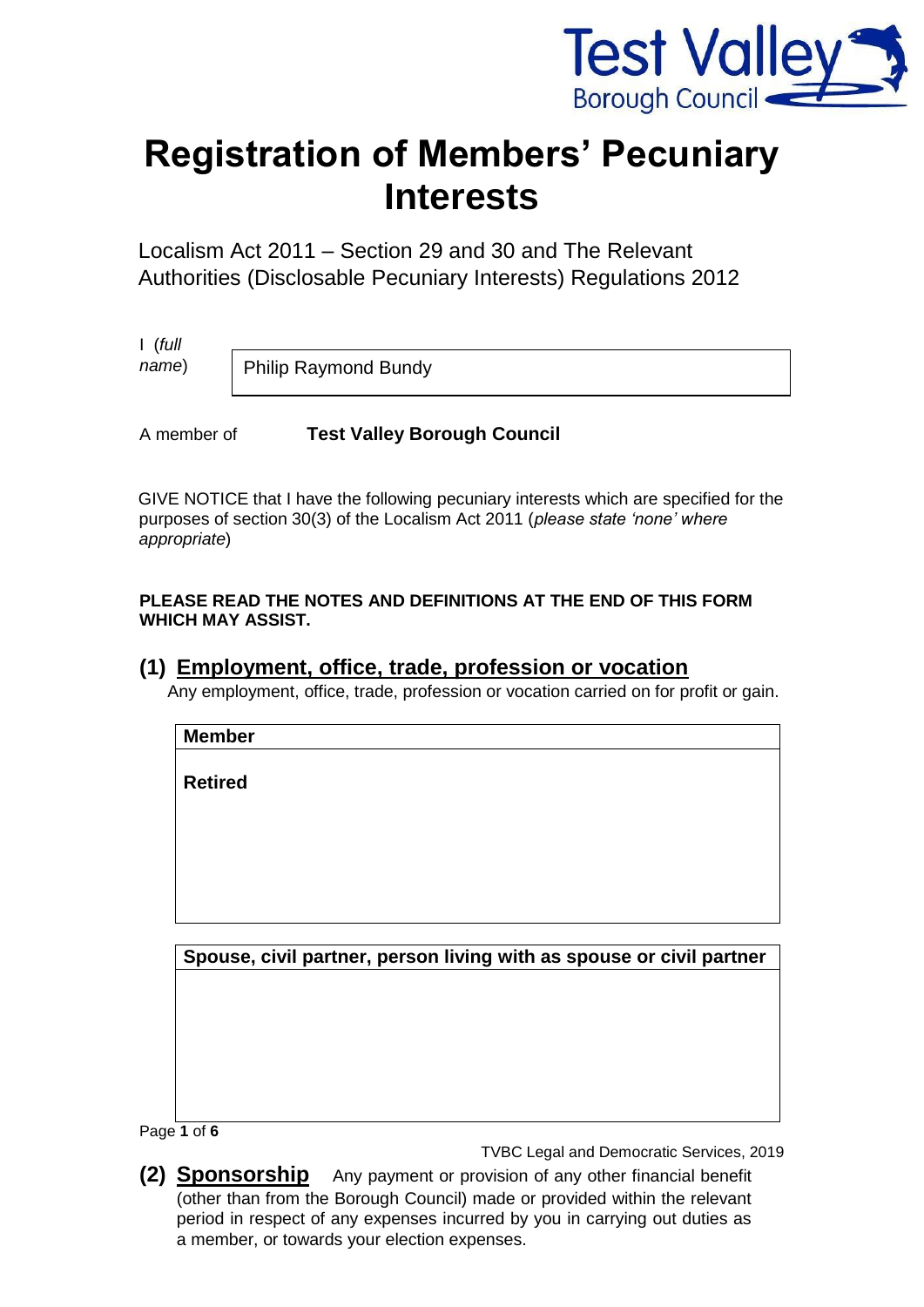# Registration of Members' Pecuniary Interests

Localism Act 2011 – Section 29 and 30 and The Relevant Authorities (Disclosable Pecuniary Interests) Regulations 2012

I (*full name*) Philip Raymond Bundy

A member of **Test Valley Borough Council**

GIVE NOTICE that I have the following pecuniary interests which are specified for the purposes of section 30(3) of the Localism Act 2011 (*please state 'none' where appropriate*)

**PLEASE READ THE NOTES AND DEFINITIONS AT THE END OF THIS FORM WHICH MAY ASSIST.**

## (1) Employment, office, trade, profession or vocation

Any employment, office, trade, profession or vocation carried on for profit or gain.

| **Member** |
| --- |
| **Retired** |

| **Spouse, civil partner, person living with as spouse or civil partner** |
| --- |
| |

TVBC Legal and Democratic Services, 2019

## (2) Sponsorship

Any payment or provision of any other financial benefit (other than from the Borough Council) made or provided within the relevant period in respect of any expenses incurred by you in carrying out duties as a member, or towards your election expenses.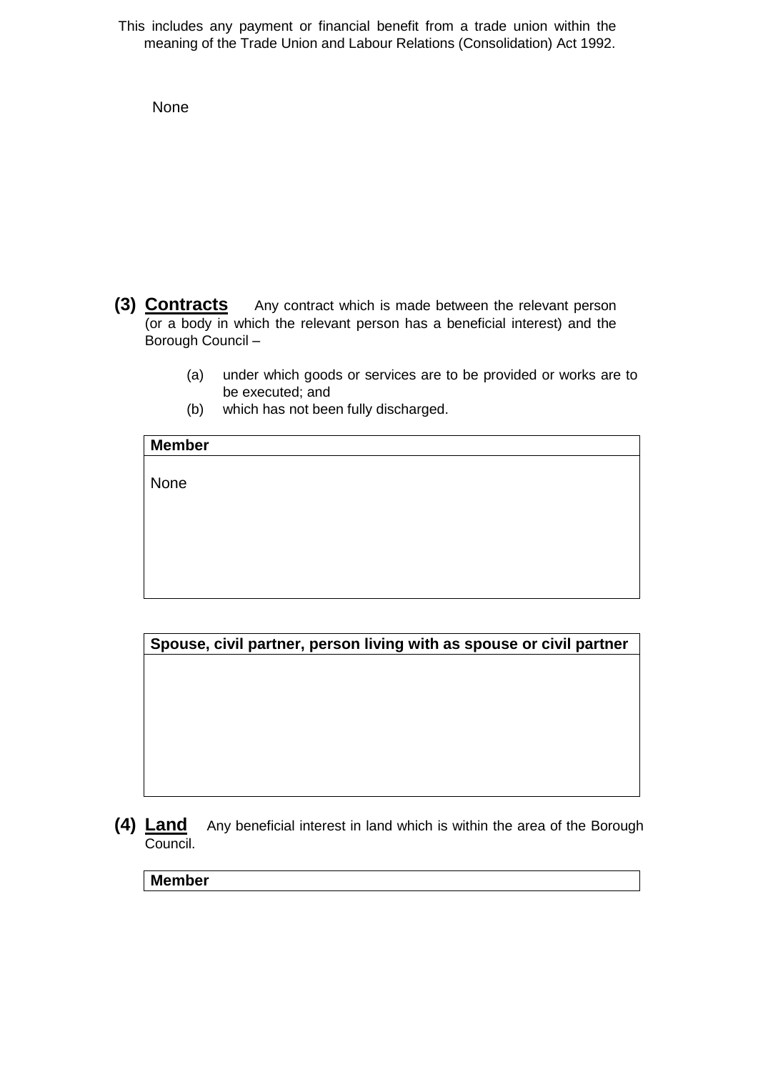This includes any payment or financial benefit from a trade union within the meaning of the Trade Union and Labour Relations (Consolidation) Act 1992.

None

**(3) Contracts** Any contract which is made between the relevant person (or a body in which the relevant person has a beneficial interest) and the Borough Council –

(a) under which goods or services are to be provided or works are to be executed; and
(b) which has not been fully discharged.

| **Member** |
|---|
| None |

| **Spouse, civil partner, person living with as spouse or civil partner** |
|---|
| |

**(4) Land** Any beneficial interest in land which is within the area of the Borough Council.

| **Member** |
|---|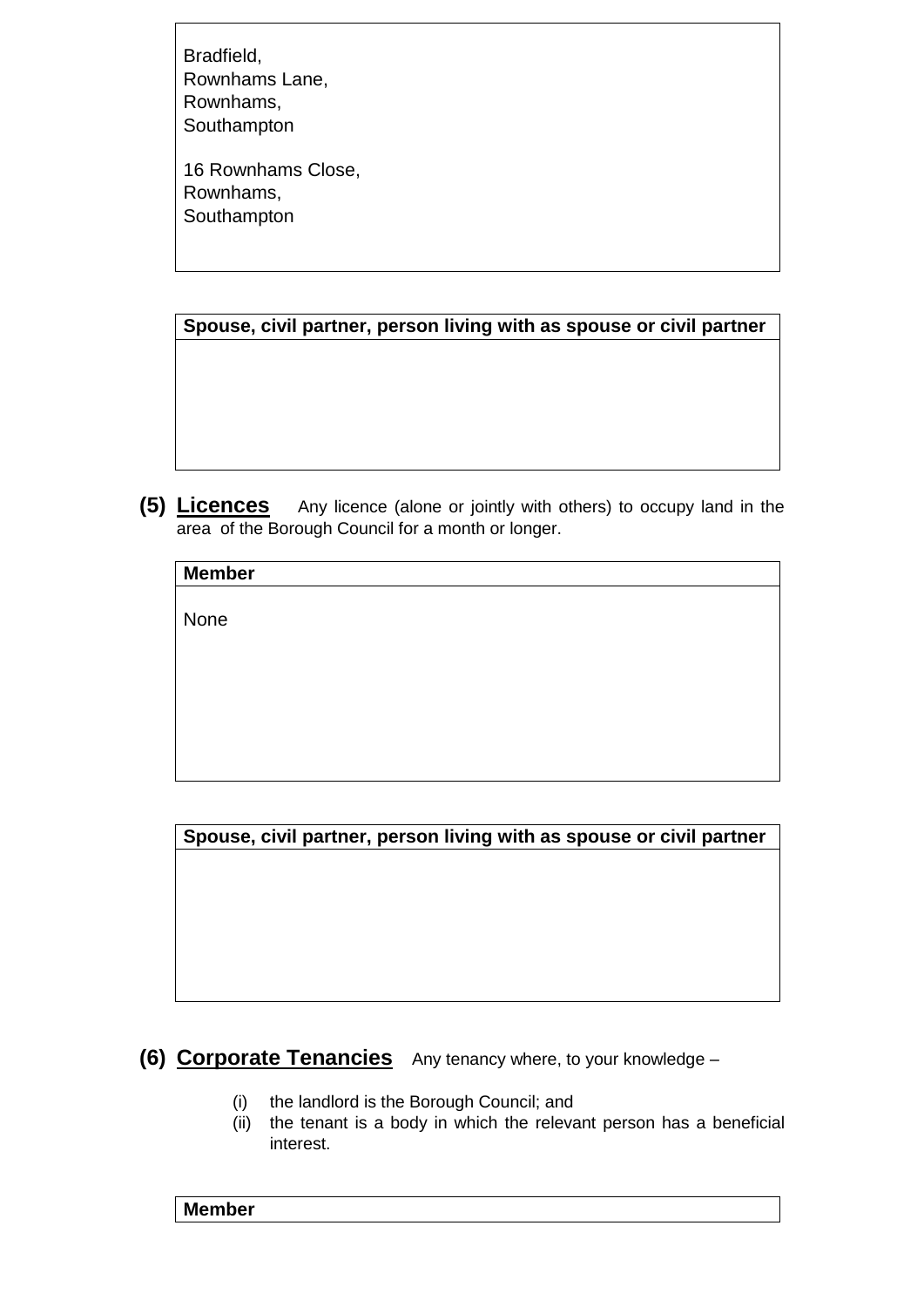| |
|---|
| Bradfield,<br>Rownhams Lane,<br>Rownhams,<br>Southampton<br><br>16 Rownhams Close,<br>Rownhams,<br>Southampton |

| Spouse, civil partner, person living with as spouse or civil partner |
|---|
| |

**(5) Licences** Any licence (alone or jointly with others) to occupy land in the area of the Borough Council for a month or longer.

| Member |
|---|
| None |

| Spouse, civil partner, person living with as spouse or civil partner |
|---|
| |

**(6) Corporate Tenancies** Any tenancy where, to your knowledge –

(i) the landlord is the Borough Council; and
(ii) the tenant is a body in which the relevant person has a beneficial interest.

| Member |
|---|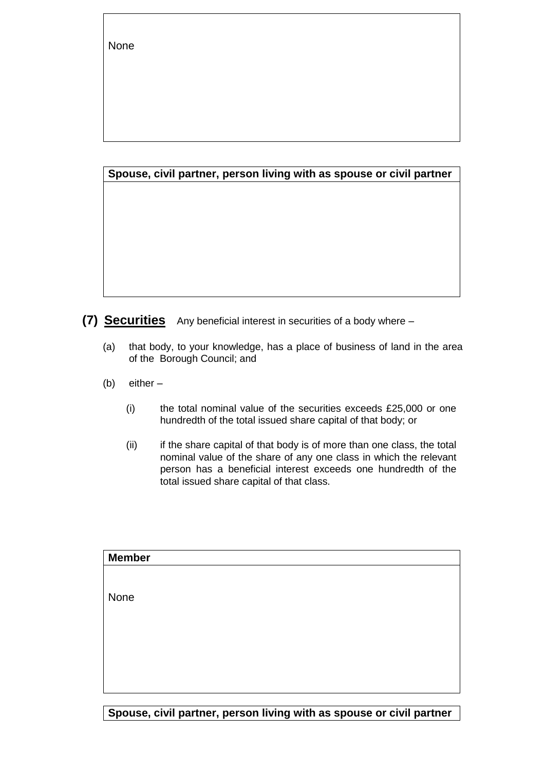| |
|---|
| None |

| Spouse, civil partner, person living with as spouse or civil partner |
|---|
| |

## (7) Securities

Any beneficial interest in securities of a body where –

(a) that body, to your knowledge, has a place of business of land in the area of the Borough Council; and

(b) either –

(i) the total nominal value of the securities exceeds £25,000 or one hundredth of the total issued share capital of that body; or

(ii) if the share capital of that body is of more than one class, the total nominal value of the share of any one class in which the relevant person has a beneficial interest exceeds one hundredth of the total issued share capital of that class.

| Member |
|---|
| None |

| Spouse, civil partner, person living with as spouse or civil partner |
|---|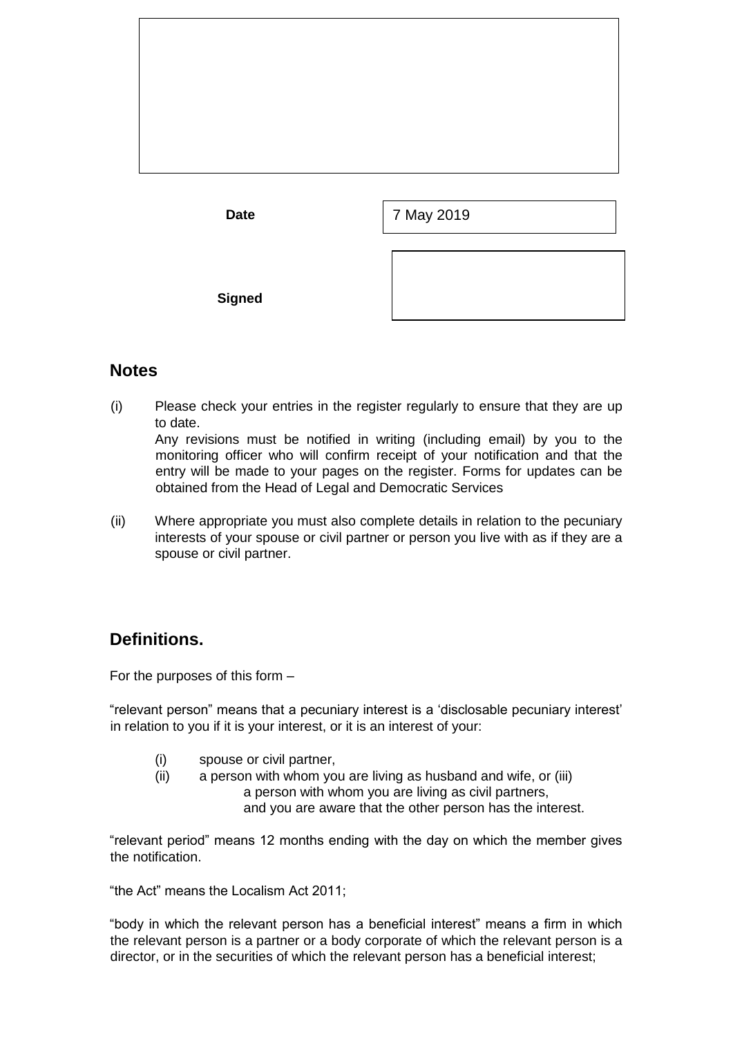| | |
|---|---|
| **Date** | 7 May 2019 |
| **Signed** | |

## Notes

(i) Please check your entries in the register regularly to ensure that they are up to date.
Any revisions must be notified in writing (including email) by you to the monitoring officer who will confirm receipt of your notification and that the entry will be made to your pages on the register. Forms for updates can be obtained from the Head of Legal and Democratic Services

(ii) Where appropriate you must also complete details in relation to the pecuniary interests of your spouse or civil partner or person you live with as if they are a spouse or civil partner.

## Definitions.

For the purposes of this form –

"relevant person" means that a pecuniary interest is a 'disclosable pecuniary interest' in relation to you if it is your interest, or it is an interest of your:

(i) spouse or civil partner,
(ii) a person with whom you are living as husband and wife, or (iii) a person with whom you are living as civil partners, and you are aware that the other person has the interest.

"relevant period" means 12 months ending with the day on which the member gives the notification.

"the Act" means the Localism Act 2011;

"body in which the relevant person has a beneficial interest" means a firm in which the relevant person is a partner or a body corporate of which the relevant person is a director, or in the securities of which the relevant person has a beneficial interest;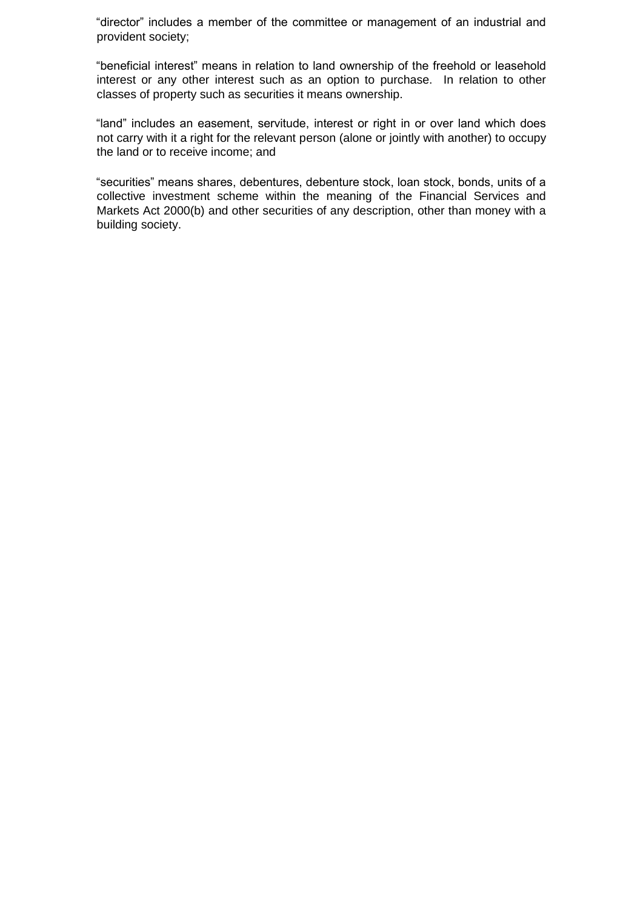"director" includes a member of the committee or management of an industrial and provident society;

"beneficial interest" means in relation to land ownership of the freehold or leasehold interest or any other interest such as an option to purchase. In relation to other classes of property such as securities it means ownership.

"land" includes an easement, servitude, interest or right in or over land which does not carry with it a right for the relevant person (alone or jointly with another) to occupy the land or to receive income; and

"securities" means shares, debentures, debenture stock, loan stock, bonds, units of a collective investment scheme within the meaning of the Financial Services and Markets Act 2000(b) and other securities of any description, other than money with a building society.